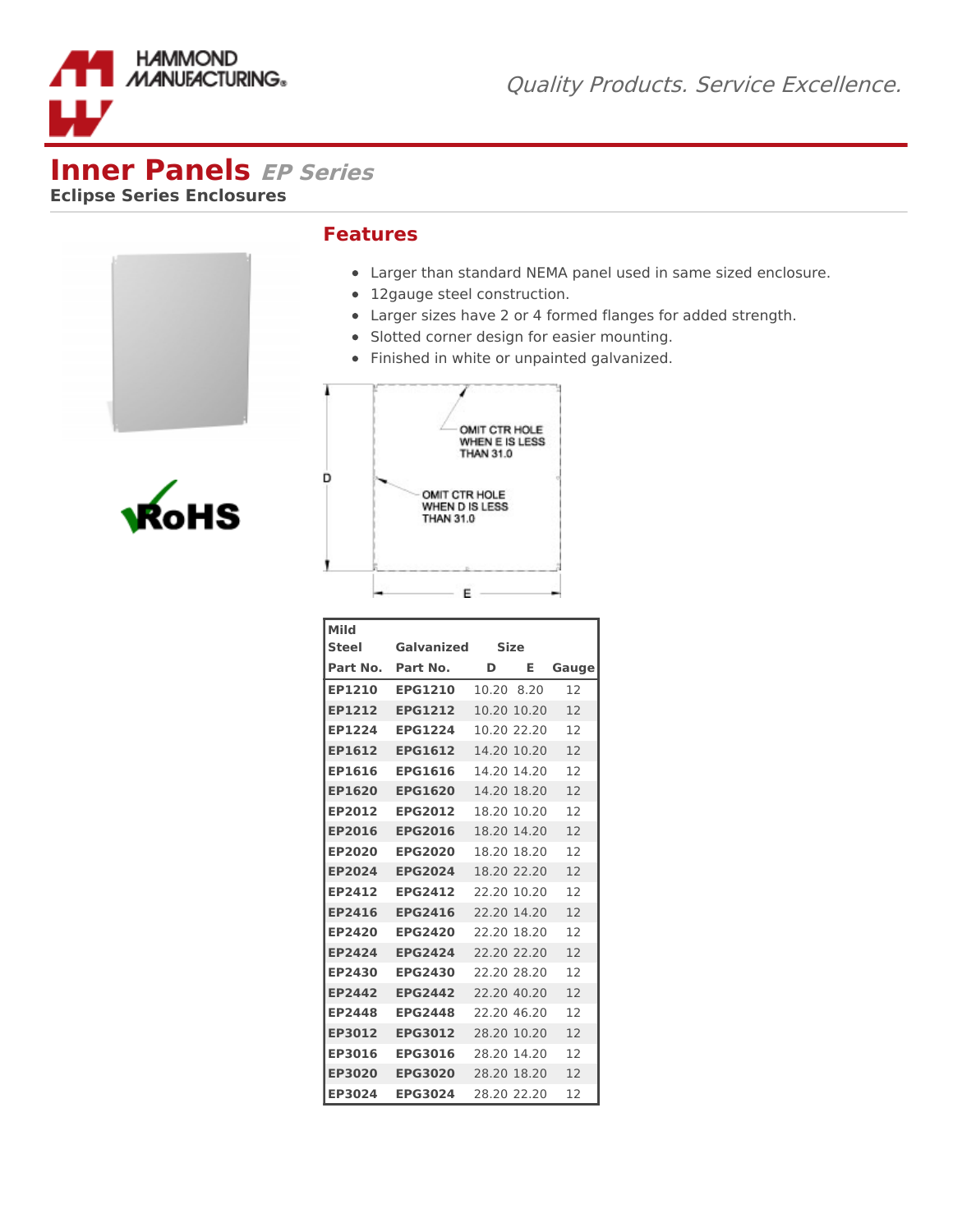# Inner Panels *EP Series*

**Eclipse Series Enclosures**

## Features

- Larger than standard NEMA panel used in same sized enclosure.
- 12gauge steel construction.
- Larger sizes have 2 or 4 formed flanges for added strength.
- Slotted corner design for easier mounting.
- Finished in white or unpainted galvanized.

OMIT CTR HOLE WHEN E IS LESS THAN 31.0

OMIT CTR HOLE WHEN D IS LESS THAN 31.0

D

E

| Mild Steel Part No. | Galvanized Part No. | Size D | Size E | Gauge |
|---|---|---|---|---|
| **EP1210** | **EPG1210** | 10.20 | 8.20 | 12 |
| **EP1212** | **EPG1212** | 10.20 | 10.20 | 12 |
| **EP1224** | **EPG1224** | 10.20 | 22.20 | 12 |
| **EP1612** | **EPG1612** | 14.20 | 10.20 | 12 |
| **EP1616** | **EPG1616** | 14.20 | 14.20 | 12 |
| **EP1620** | **EPG1620** | 14.20 | 18.20 | 12 |
| **EP2012** | **EPG2012** | 18.20 | 10.20 | 12 |
| **EP2016** | **EPG2016** | 18.20 | 14.20 | 12 |
| **EP2020** | **EPG2020** | 18.20 | 18.20 | 12 |
| **EP2024** | **EPG2024** | 18.20 | 22.20 | 12 |
| **EP2412** | **EPG2412** | 22.20 | 10.20 | 12 |
| **EP2416** | **EPG2416** | 22.20 | 14.20 | 12 |
| **EP2420** | **EPG2420** | 22.20 | 18.20 | 12 |
| **EP2424** | **EPG2424** | 22.20 | 22.20 | 12 |
| **EP2430** | **EPG2430** | 22.20 | 28.20 | 12 |
| **EP2442** | **EPG2442** | 22.20 | 40.20 | 12 |
| **EP2448** | **EPG2448** | 22.20 | 46.20 | 12 |
| **EP3012** | **EPG3012** | 28.20 | 10.20 | 12 |
| **EP3016** | **EPG3016** | 28.20 | 14.20 | 12 |
| **EP3020** | **EPG3020** | 28.20 | 18.20 | 12 |
| **EP3024** | **EPG3024** | 28.20 | 22.20 | 12 |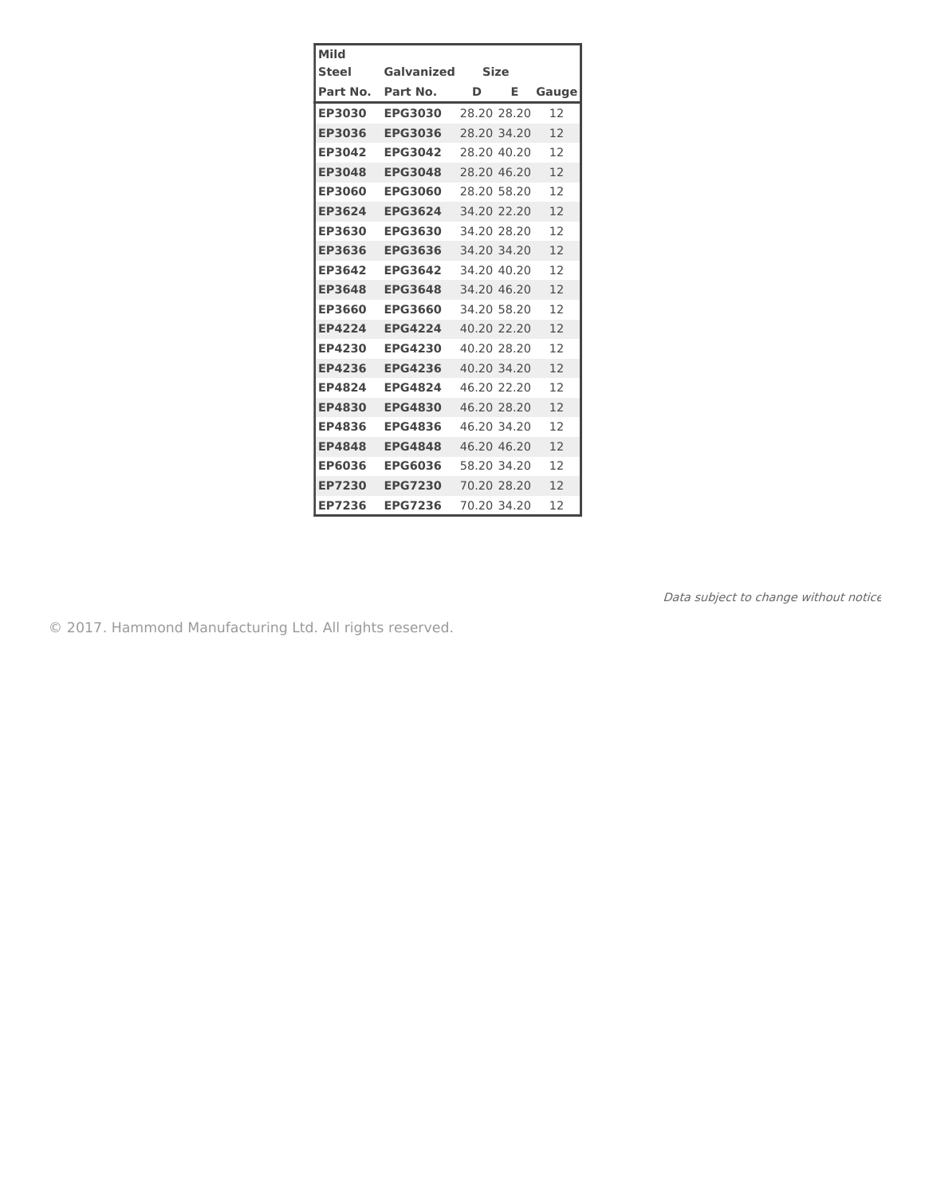| Mild Steel Part No. | Galvanized Part No. | Size D | Size E | Gauge |
|---|---|---|---|---|
| **EP3030** | **EPG3030** | 28.20 | 28.20 | 12 |
| **EP3036** | **EPG3036** | 28.20 | 34.20 | 12 |
| **EP3042** | **EPG3042** | 28.20 | 40.20 | 12 |
| **EP3048** | **EPG3048** | 28.20 | 46.20 | 12 |
| **EP3060** | **EPG3060** | 28.20 | 58.20 | 12 |
| **EP3624** | **EPG3624** | 34.20 | 22.20 | 12 |
| **EP3630** | **EPG3630** | 34.20 | 28.20 | 12 |
| **EP3636** | **EPG3636** | 34.20 | 34.20 | 12 |
| **EP3642** | **EPG3642** | 34.20 | 40.20 | 12 |
| **EP3648** | **EPG3648** | 34.20 | 46.20 | 12 |
| **EP3660** | **EPG3660** | 34.20 | 58.20 | 12 |
| **EP4224** | **EPG4224** | 40.20 | 22.20 | 12 |
| **EP4230** | **EPG4230** | 40.20 | 28.20 | 12 |
| **EP4236** | **EPG4236** | 40.20 | 34.20 | 12 |
| **EP4824** | **EPG4824** | 46.20 | 22.20 | 12 |
| **EP4830** | **EPG4830** | 46.20 | 28.20 | 12 |
| **EP4836** | **EPG4836** | 46.20 | 34.20 | 12 |
| **EP4848** | **EPG4848** | 46.20 | 46.20 | 12 |
| **EP6036** | **EPG6036** | 58.20 | 34.20 | 12 |
| **EP7230** | **EPG7230** | 70.20 | 28.20 | 12 |
| **EP7236** | **EPG7236** | 70.20 | 34.20 | 12 |

*Data subject to change without notice*

© 2017. Hammond Manufacturing Ltd. All rights reserved.